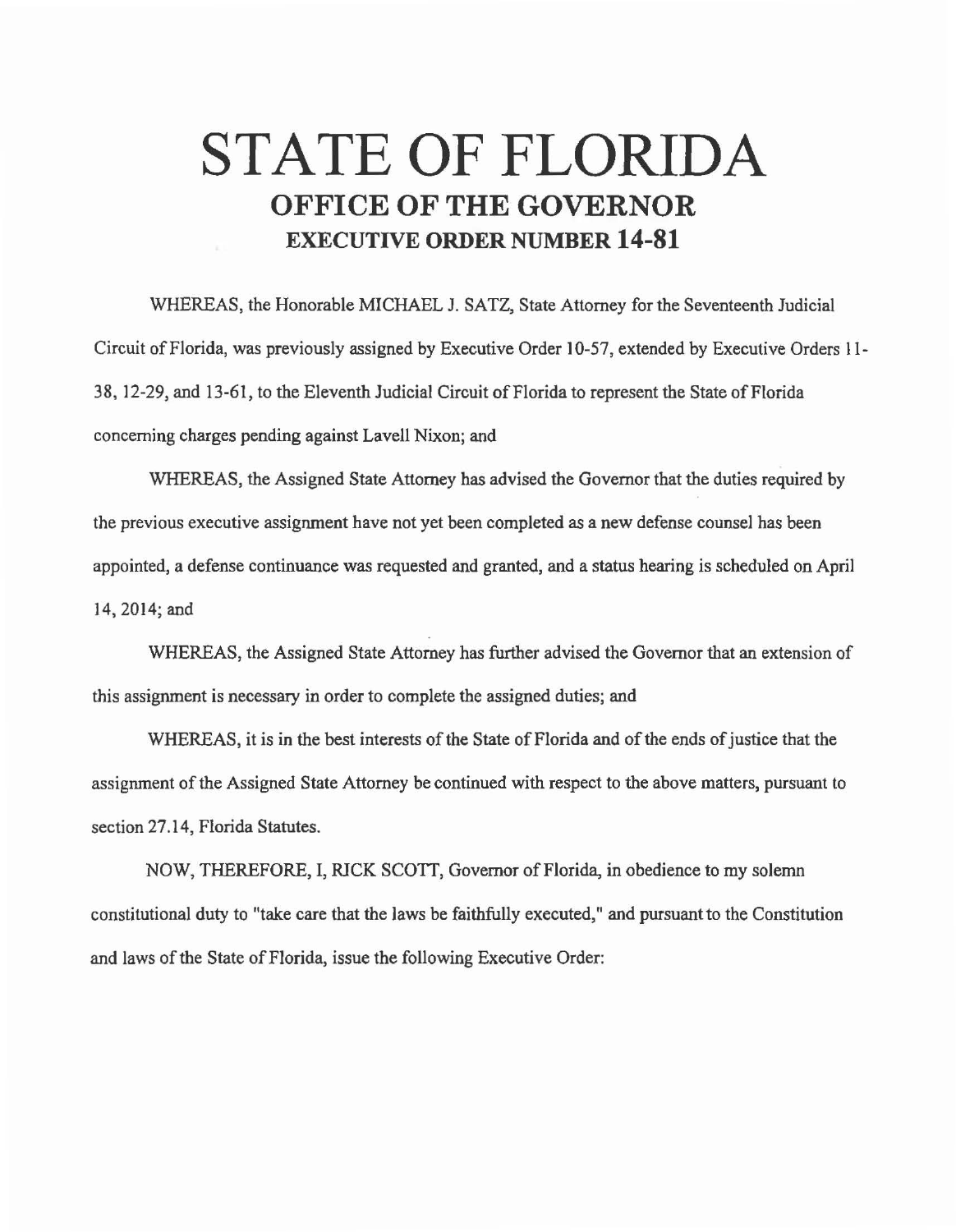# STATE OF FLORIDA

## OFFICE OF THE GOVERNOR

### EXECUTIVE ORDER NUMBER 14-81

WHEREAS, the Honorable MICHAEL J. SATZ, State Attorney for the Seventeenth Judicial Circuit of Florida, was previously assigned by Executive Order 10-57, extended by Executive Orders 11-38, 12-29, and 13-61, to the Eleventh Judicial Circuit of Florida to represent the State of Florida concerning charges pending against Lavell Nixon; and

WHEREAS, the Assigned State Attorney has advised the Governor that the duties required by the previous executive assignment have not yet been completed as a new defense counsel has been appointed, a defense continuance was requested and granted, and a status hearing is scheduled on April 14, 2014; and

WHEREAS, the Assigned State Attorney has further advised the Governor that an extension of this assignment is necessary in order to complete the assigned duties; and

WHEREAS, it is in the best interests of the State of Florida and of the ends of justice that the assignment of the Assigned State Attorney be continued with respect to the above matters, pursuant to section 27.14, Florida Statutes.

NOW, THEREFORE, I, RICK SCOTT, Governor of Florida, in obedience to my solemn constitutional duty to "take care that the laws be faithfully executed," and pursuant to the Constitution and laws of the State of Florida, issue the following Executive Order: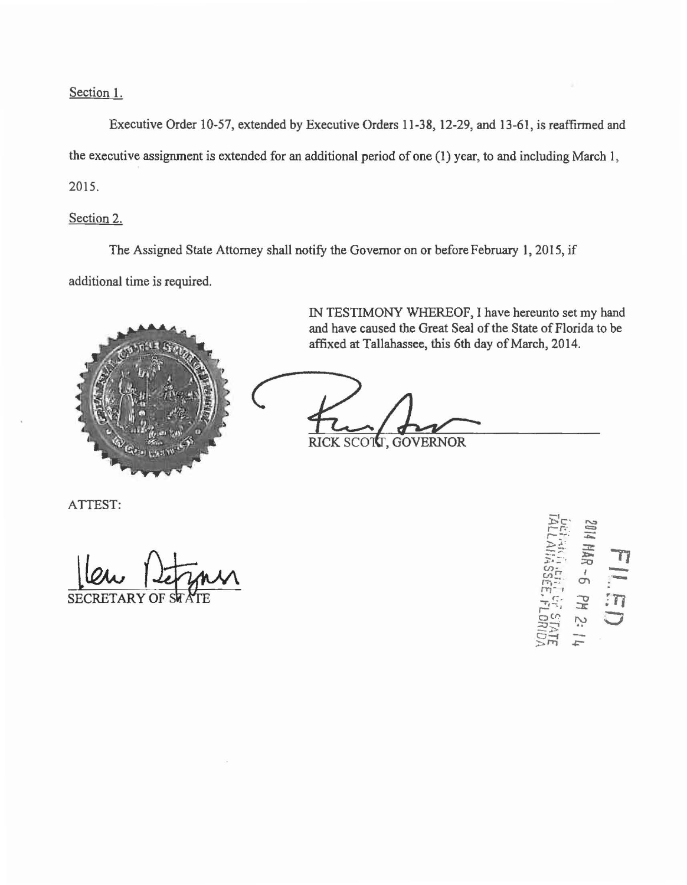Section 1.

Executive Order 10-57, extended by Executive Orders 11-38, 12-29, and 13-61, is reaffirmed and the executive assignment is extended for an additional period of one (1) year, to and including March 1, 2015.

Section 2.

The Assigned State Attorney shall notify the Governor on or before February 1, 2015, if additional time is required.

IN TESTIMONY WHEREOF, I have hereunto set my hand and have caused the Great Seal of the State of Florida to be affixed at Tallahassee, this 6th day of March, 2014.

RICK SCOTT, GOVERNOR

ATTEST:

SECRETARY OF STATE

FILED

2014 MAR -6 PM 2:14

DEPARTMENT OF STATE
TALLAHASSEE, FLORIDA